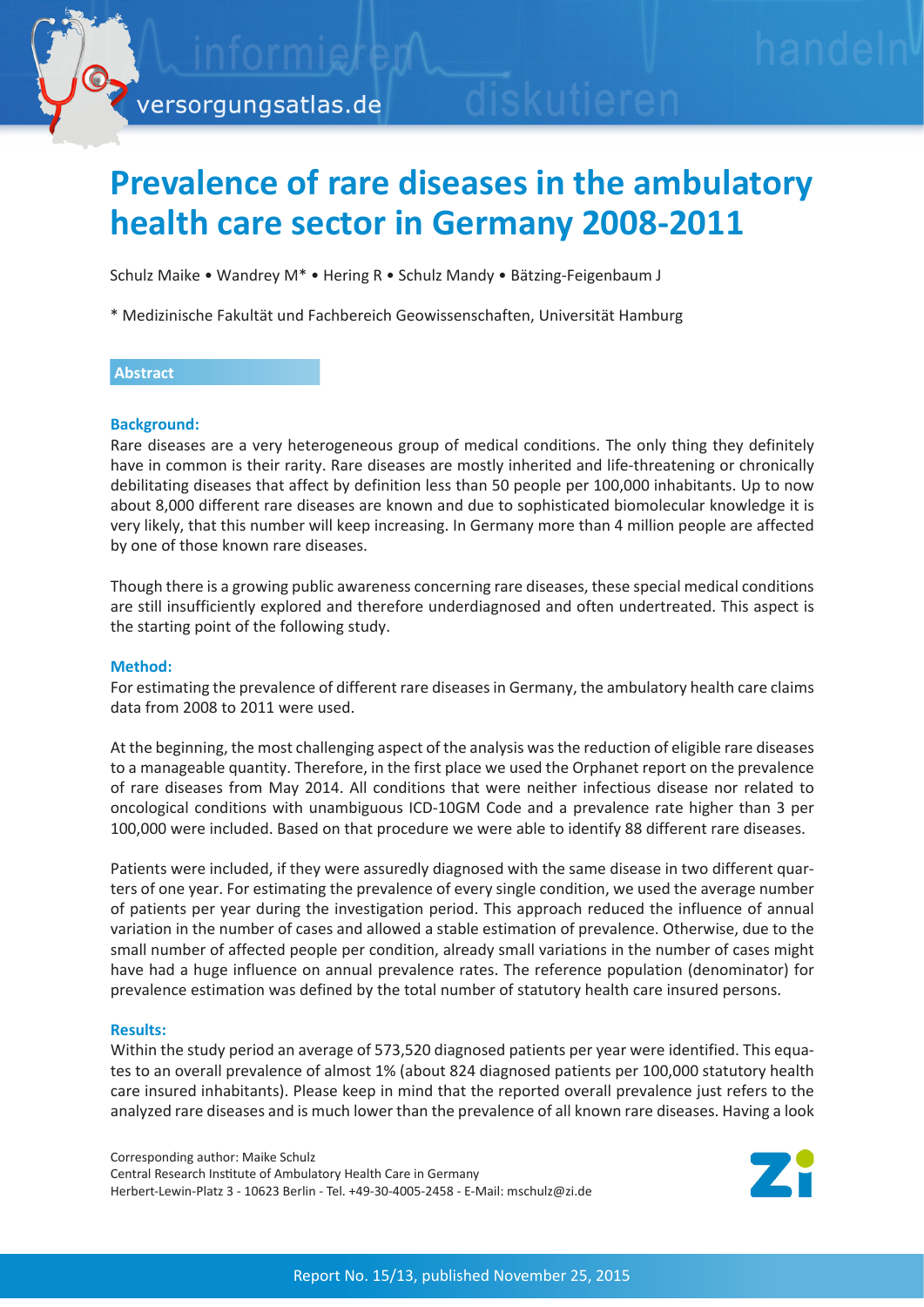# Prevalence of rare diseases in the ambulatory health care sector in Germany 2008-2011

Schulz Maike • Wandrey M* • Hering R • Schulz Mandy • Bätzing-Feigenbaum J

* Medizinische Fakultät und Fachbereich Geowissenschaften, Universität Hamburg

## Abstract

### Background:

Rare diseases are a very heterogeneous group of medical conditions. The only thing they definitely have in common is their rarity. Rare diseases are mostly inherited and life-threatening or chronically debilitating diseases that affect by definition less than 50 people per 100,000 inhabitants. Up to now about 8,000 different rare diseases are known and due to sophisticated biomolecular knowledge it is very likely, that this number will keep increasing. In Germany more than 4 million people are affected by one of those known rare diseases.

Though there is a growing public awareness concerning rare diseases, these special medical conditions are still insufficiently explored and therefore underdiagnosed and often undertreated. This aspect is the starting point of the following study.

### Method:

For estimating the prevalence of different rare diseases in Germany, the ambulatory health care claims data from 2008 to 2011 were used.

At the beginning, the most challenging aspect of the analysis was the reduction of eligible rare diseases to a manageable quantity. Therefore, in the first place we used the Orphanet report on the prevalence of rare diseases from May 2014. All conditions that were neither infectious disease nor related to oncological conditions with unambiguous ICD-10GM Code and a prevalence rate higher than 3 per 100,000 were included. Based on that procedure we were able to identify 88 different rare diseases.

Patients were included, if they were assuredly diagnosed with the same disease in two different quarters of one year. For estimating the prevalence of every single condition, we used the average number of patients per year during the investigation period. This approach reduced the influence of annual variation in the number of cases and allowed a stable estimation of prevalence. Otherwise, due to the small number of affected people per condition, already small variations in the number of cases might have had a huge influence on annual prevalence rates. The reference population (denominator) for prevalence estimation was defined by the total number of statutory health care insured persons.

### Results:

Within the study period an average of 573,520 diagnosed patients per year were identified. This equates to an overall prevalence of almost 1% (about 824 diagnosed patients per 100,000 statutory health care insured inhabitants). Please keep in mind that the reported overall prevalence just refers to the analyzed rare diseases and is much lower than the prevalence of all known rare diseases. Having a look

Corresponding author: Maike Schulz
Central Research Institute of Ambulatory Health Care in Germany
Herbert-Lewin-Platz 3 - 10623 Berlin - Tel. +49-30-4005-2458 - E-Mail: mschulz@zi.de

Report No. 15/13, published November 25, 2015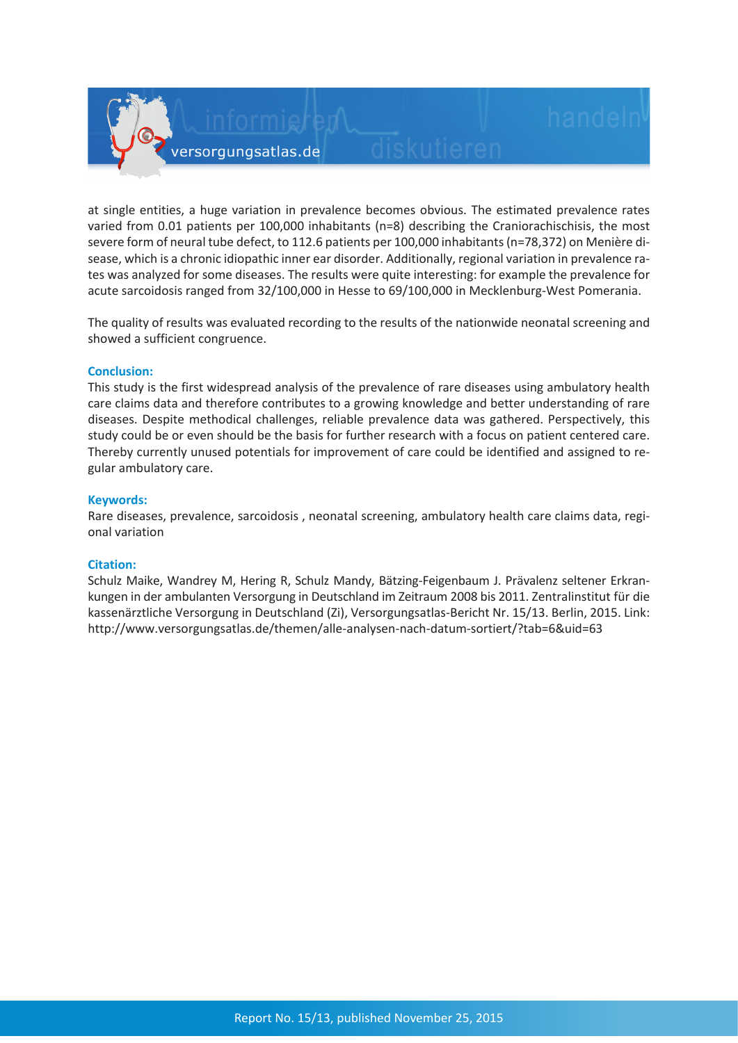at single entities, a huge variation in prevalence becomes obvious. The estimated prevalence rates varied from 0.01 patients per 100,000 inhabitants (n=8) describing the Craniorachischisis, the most severe form of neural tube defect, to 112.6 patients per 100,000 inhabitants (n=78,372) on Menière disease, which is a chronic idiopathic inner ear disorder. Additionally, regional variation in prevalence rates was analyzed for some diseases. The results were quite interesting: for example the prevalence for acute sarcoidosis ranged from 32/100,000 in Hesse to 69/100,000 in Mecklenburg-West Pomerania.

The quality of results was evaluated recording to the results of the nationwide neonatal screening and showed a sufficient congruence.

### Conclusion:

This study is the first widespread analysis of the prevalence of rare diseases using ambulatory health care claims data and therefore contributes to a growing knowledge and better understanding of rare diseases. Despite methodical challenges, reliable prevalence data was gathered. Perspectively, this study could be or even should be the basis for further research with a focus on patient centered care. Thereby currently unused potentials for improvement of care could be identified and assigned to regular ambulatory care.

### Keywords:

Rare diseases, prevalence, sarcoidosis , neonatal screening, ambulatory health care claims data, regional variation

### Citation:

Schulz Maike, Wandrey M, Hering R, Schulz Mandy, Bätzing-Feigenbaum J. Prävalenz seltener Erkrankungen in der ambulanten Versorgung in Deutschland im Zeitraum 2008 bis 2011. Zentralinstitut für die kassenärztliche Versorgung in Deutschland (Zi), Versorgungsatlas-Bericht Nr. 15/13. Berlin, 2015. Link: http://www.versorgungsatlas.de/themen/alle-analysen-nach-datum-sortiert/?tab=6&uid=63